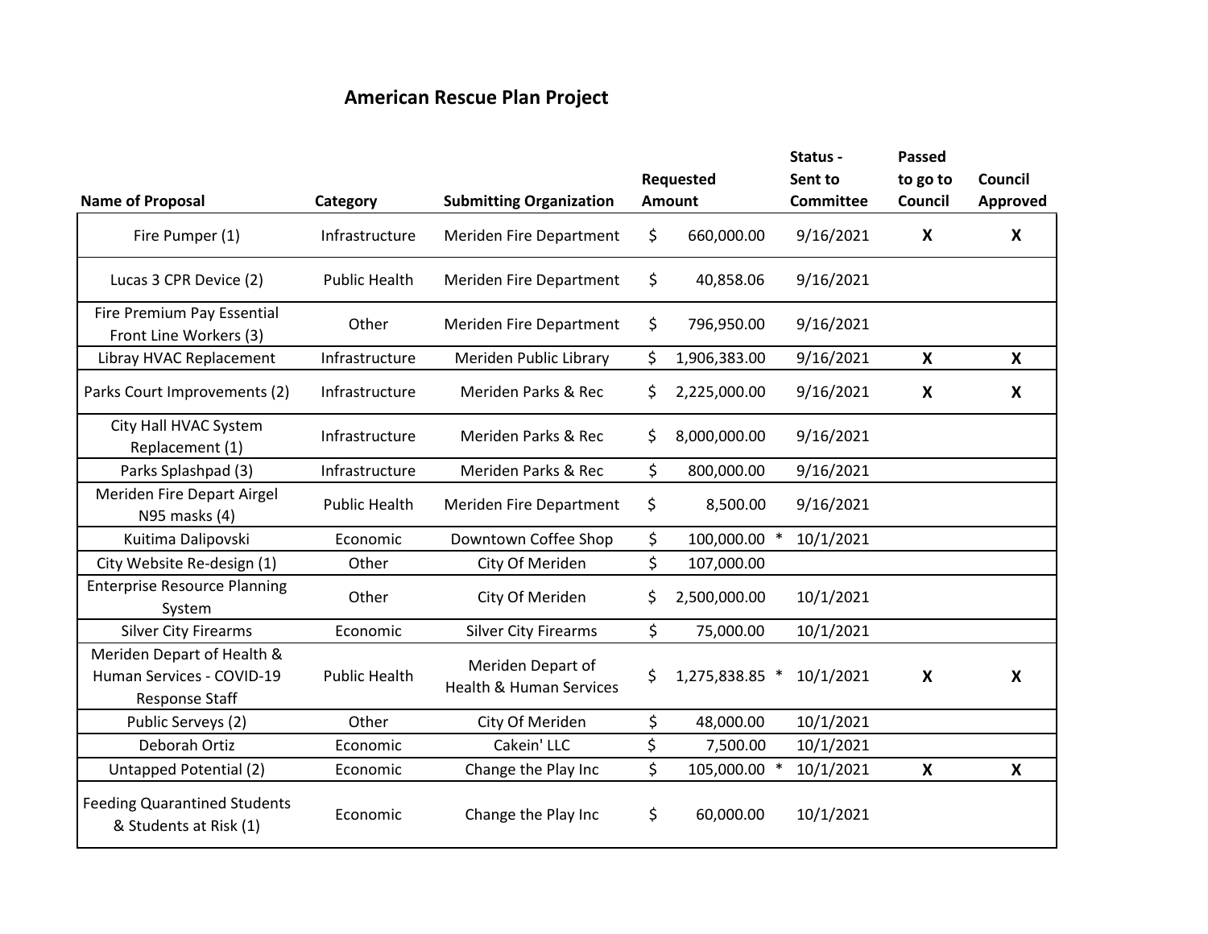## American Rescue Plan Project

| Name of Proposal | Category | Submitting Organization | Requested Amount | Status - Sent to Committee | Passed to go to Council | Council Approved |
|---|---|---|---|---|---|---|
| Fire Pumper (1) | Infrastructure | Meriden Fire Department | $ 660,000.00 | 9/16/2021 | X | X |
| Lucas 3 CPR Device (2) | Public Health | Meriden Fire Department | $ 40,858.06 | 9/16/2021 | | |
| Fire Premium Pay Essential Front Line Workers (3) | Other | Meriden Fire Department | $ 796,950.00 | 9/16/2021 | | |
| Libray HVAC Replacement | Infrastructure | Meriden Public Library | $ 1,906,383.00 | 9/16/2021 | X | X |
| Parks Court Improvements (2) | Infrastructure | Meriden Parks & Rec | $ 2,225,000.00 | 9/16/2021 | X | X |
| City Hall HVAC System Replacement (1) | Infrastructure | Meriden Parks & Rec | $ 8,000,000.00 | 9/16/2021 | | |
| Parks Splashpad (3) | Infrastructure | Meriden Parks & Rec | $ 800,000.00 | 9/16/2021 | | |
| Meriden Fire Depart Airgel N95 masks (4) | Public Health | Meriden Fire Department | $ 8,500.00 | 9/16/2021 | | |
| Kuitima Dalipovski | Economic | Downtown Coffee Shop | $ 100,000.00 * | 10/1/2021 | | |
| City Website Re-design (1) | Other | City Of Meriden | $ 107,000.00 | | | |
| Enterprise Resource Planning System | Other | City Of Meriden | $ 2,500,000.00 | 10/1/2021 | | |
| Silver City Firearms | Economic | Silver City Firearms | $ 75,000.00 | 10/1/2021 | | |
| Meriden Depart of Health & Human Services - COVID-19 Response Staff | Public Health | Meriden Depart of Health & Human Services | $ 1,275,838.85 * | 10/1/2021 | X | X |
| Public Serveys (2) | Other | City Of Meriden | $ 48,000.00 | 10/1/2021 | | |
| Deborah Ortiz | Economic | Cakein' LLC | $ 7,500.00 | 10/1/2021 | | |
| Untapped Potential (2) | Economic | Change the Play Inc | $ 105,000.00 * | 10/1/2021 | X | X |
| Feeding Quarantined Students & Students at Risk (1) | Economic | Change the Play Inc | $ 60,000.00 | 10/1/2021 | | |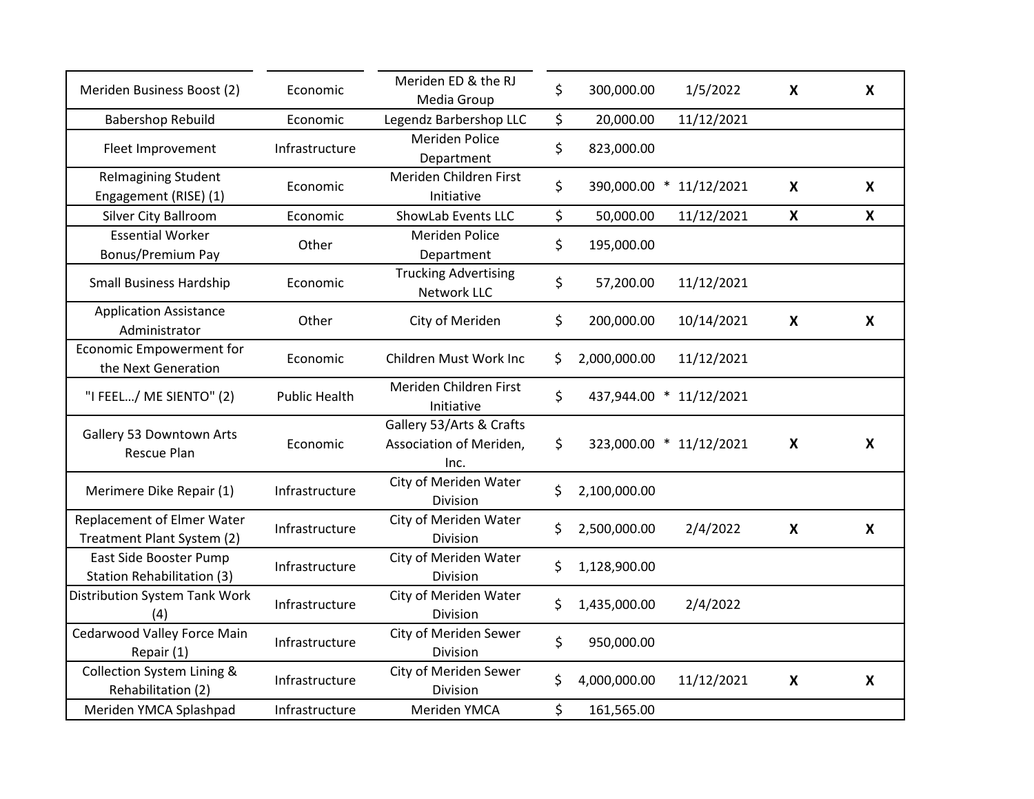| | | | | | | |
|---|---|---|---|---|---|---|
| Meriden Business Boost (2) | Economic | Meriden ED & the RJ Media Group | $ 300,000.00 | 1/5/2022 | **X** | **X** |
| Babershop Rebuild | Economic | Legendz Barbershop LLC | $ 20,000.00 | 11/12/2021 | | |
| Fleet Improvement | Infrastructure | Meriden Police Department | $ 823,000.00 | | | |
| ReImagining Student Engagement (RISE) (1) | Economic | Meriden Children First Initiative | $ 390,000.00 * | 11/12/2021 | **X** | **X** |
| Silver City Ballroom | Economic | ShowLab Events LLC | $ 50,000.00 | 11/12/2021 | **X** | **X** |
| Essential Worker Bonus/Premium Pay | Other | Meriden Police Department | $ 195,000.00 | | | |
| Small Business Hardship | Economic | Trucking Advertising Network LLC | $ 57,200.00 | 11/12/2021 | | |
| Application Assistance Administrator | Other | City of Meriden | $ 200,000.00 | 10/14/2021 | **X** | **X** |
| Economic Empowerment for the Next Generation | Economic | Children Must Work Inc | $ 2,000,000.00 | 11/12/2021 | | |
| "I FEEL…/ ME SIENTO" (2) | Public Health | Meriden Children First Initiative | $ 437,944.00 * | 11/12/2021 | | |
| Gallery 53 Downtown Arts Rescue Plan | Economic | Gallery 53/Arts & Crafts Association of Meriden, Inc. | $ 323,000.00 * | 11/12/2021 | **X** | **X** |
| Merimere Dike Repair (1) | Infrastructure | City of Meriden Water Division | $ 2,100,000.00 | | | |
| Replacement of Elmer Water Treatment Plant System (2) | Infrastructure | City of Meriden Water Division | $ 2,500,000.00 | 2/4/2022 | **X** | **X** |
| East Side Booster Pump Station Rehabilitation (3) | Infrastructure | City of Meriden Water Division | $ 1,128,900.00 | | | |
| Distribution System Tank Work (4) | Infrastructure | City of Meriden Water Division | $ 1,435,000.00 | 2/4/2022 | | |
| Cedarwood Valley Force Main Repair (1) | Infrastructure | City of Meriden Sewer Division | $ 950,000.00 | | | |
| Collection System Lining & Rehabilitation (2) | Infrastructure | City of Meriden Sewer Division | $ 4,000,000.00 | 11/12/2021 | **X** | **X** |
| Meriden YMCA Splashpad | Infrastructure | Meriden YMCA | $ 161,565.00 | | | |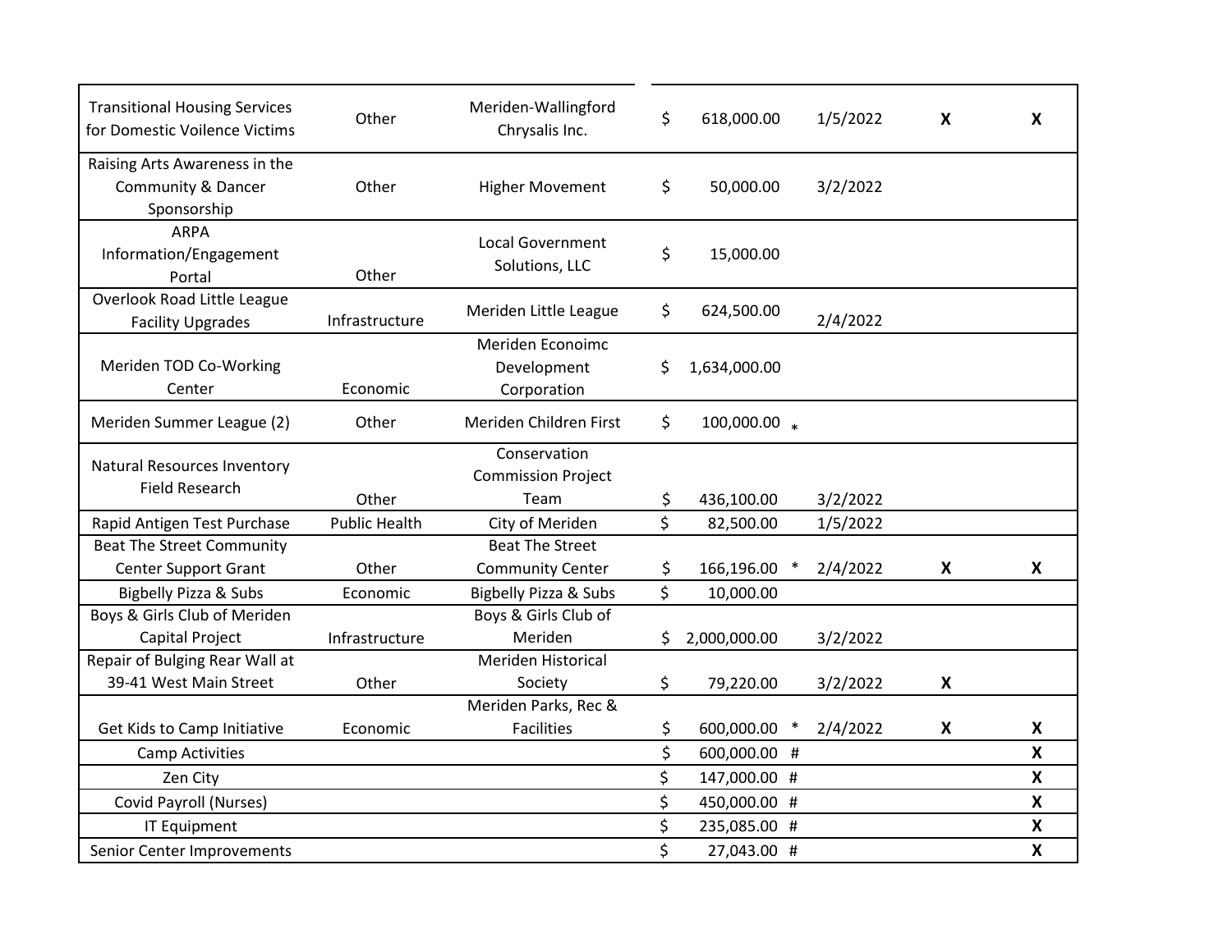| | | | | | | |
|---|---|---|---|---|---|---|
| Transitional Housing Services for Domestic Voilence Victims | Other | Meriden-Wallingford Chrysalis Inc. | $ 618,000.00 | 1/5/2022 | X | X |
| Raising Arts Awareness in the Community & Dancer Sponsorship | Other | Higher Movement | $ 50,000.00 | 3/2/2022 | | |
| ARPA Information/Engagement Portal | Other | Local Government Solutions, LLC | $ 15,000.00 | | | |
| Overlook Road Little League Facility Upgrades | Infrastructure | Meriden Little League | $ 624,500.00 | 2/4/2022 | | |
| Meriden TOD Co-Working Center | Economic | Meriden Econoimc Development Corporation | $ 1,634,000.00 | | | |
| Meriden Summer League (2) | Other | Meriden Children First | $ 100,000.00 * | | | |
| Natural Resources Inventory Field Research | Other | Conservation Commission Project Team | $ 436,100.00 | 3/2/2022 | | |
| Rapid Antigen Test Purchase | Public Health | City of Meriden | $ 82,500.00 | 1/5/2022 | | |
| Beat The Street Community Center Support Grant | Other | Beat The Street Community Center | $ 166,196.00 * | 2/4/2022 | X | X |
| Bigbelly Pizza & Subs | Economic | Bigbelly Pizza & Subs | $ 10,000.00 | | | |
| Boys & Girls Club of Meriden Capital Project | Infrastructure | Boys & Girls Club of Meriden | $ 2,000,000.00 | 3/2/2022 | | |
| Repair of Bulging Rear Wall at 39-41 West Main Street | Other | Meriden Historical Society | $ 79,220.00 | 3/2/2022 | X | |
| Get Kids to Camp Initiative | Economic | Meriden Parks, Rec & Facilities | $ 600,000.00 * | 2/4/2022 | X | X |
| Camp Activities | | | $ 600,000.00 # | | | X |
| Zen City | | | $ 147,000.00 # | | | X |
| Covid Payroll (Nurses) | | | $ 450,000.00 # | | | X |
| IT Equipment | | | $ 235,085.00 # | | | X |
| Senior Center Improvements | | | $ 27,043.00 # | | | X |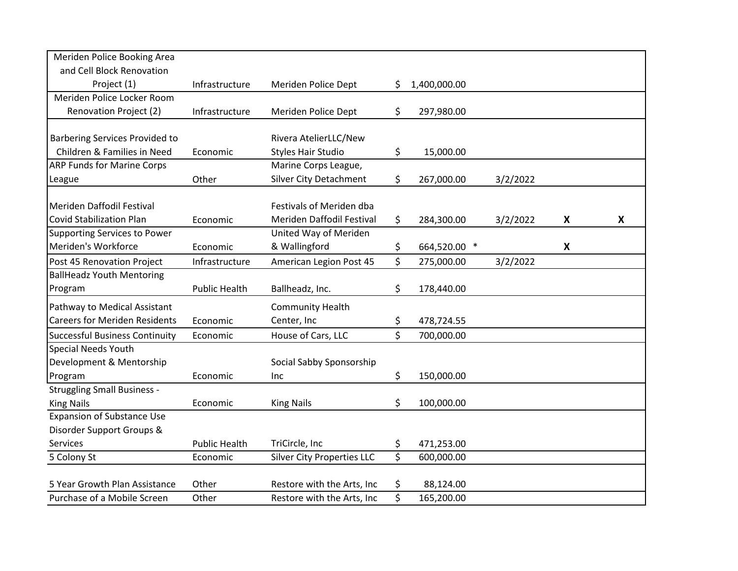| | | | | | | |
|---|---|---|---|---|---|---|
| Meriden Police Booking Area and Cell Block Renovation Project (1) | Infrastructure | Meriden Police Dept | $ 1,400,000.00 | | | |
| Meriden Police Locker Room Renovation Project (2) | Infrastructure | Meriden Police Dept | $ 297,980.00 | | | |
| Barbering Services Provided to Children & Families in Need | Economic | Rivera AtelierLLC/New Styles Hair Studio | $ 15,000.00 | | | |
| ARP Funds for Marine Corps League | Other | Marine Corps League, Silver City Detachment | $ 267,000.00 | 3/2/2022 | | |
| Meriden Daffodil Festival Covid Stabilization Plan | Economic | Festivals of Meriden dba Meriden Daffodil Festival | $ 284,300.00 | 3/2/2022 | **X** | **X** |
| Supporting Services to Power Meriden's Workforce | Economic | United Way of Meriden & Wallingford | $ 664,520.00 * | | **X** | |
| Post 45 Renovation Project | Infrastructure | American Legion Post 45 | $ 275,000.00 | 3/2/2022 | | |
| BallHeadz Youth Mentoring Program | Public Health | Ballheadz, Inc. | $ 178,440.00 | | | |
| Pathway to Medical Assistant Careers for Meriden Residents | Economic | Community Health Center, Inc | $ 478,724.55 | | | |
| Successful Business Continuity | Economic | House of Cars, LLC | $ 700,000.00 | | | |
| Special Needs Youth Development & Mentorship Program | Economic | Social Sabby Sponsorship Inc | $ 150,000.00 | | | |
| Struggling Small Business - King Nails | Economic | King Nails | $ 100,000.00 | | | |
| Expansion of Substance Use Disorder Support Groups & Services | Public Health | TriCircle, Inc | $ 471,253.00 | | | |
| 5 Colony St | Economic | Silver City Properties LLC | $ 600,000.00 | | | |
| 5 Year Growth Plan Assistance | Other | Restore with the Arts, Inc | $ 88,124.00 | | | |
| Purchase of a Mobile Screen | Other | Restore with the Arts, Inc | $ 165,200.00 | | | |